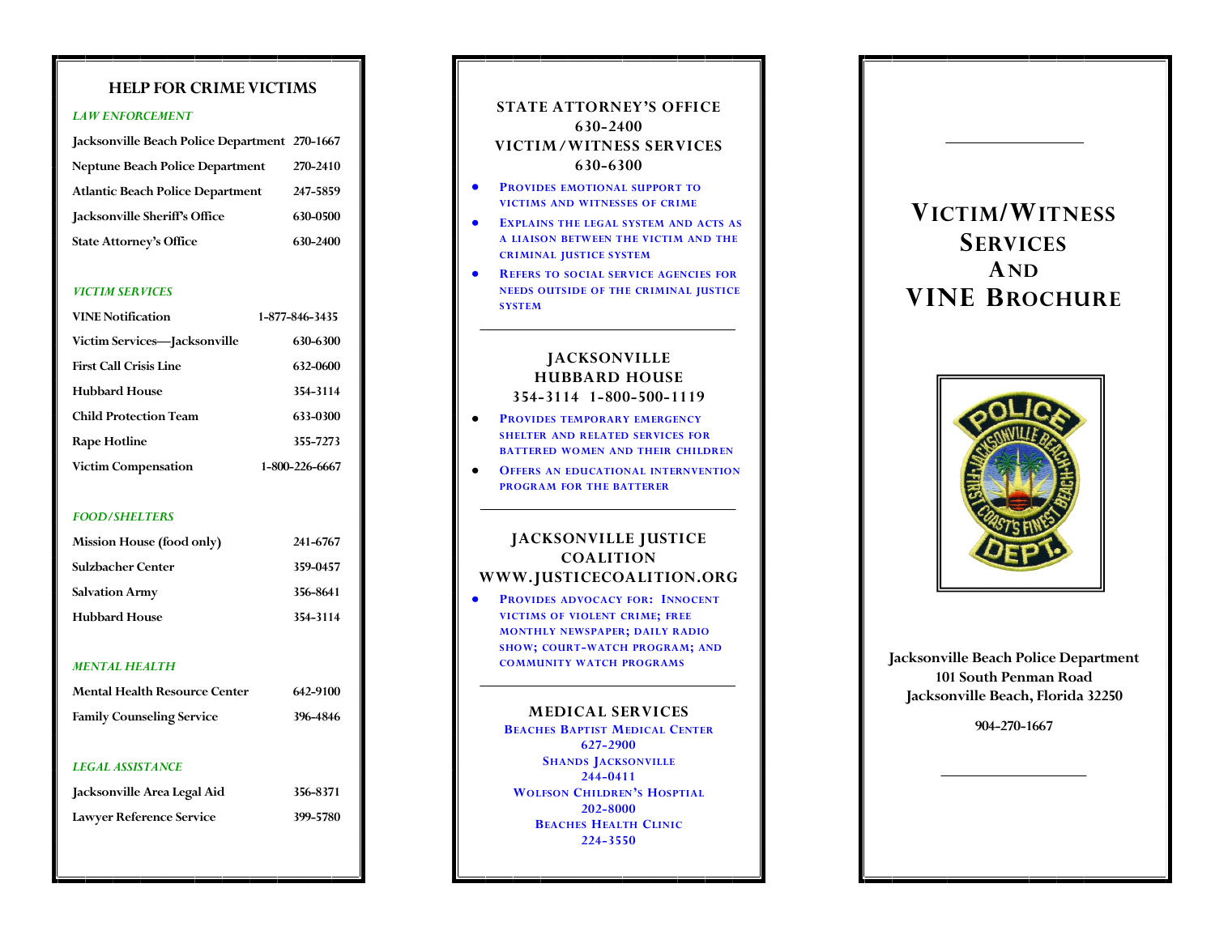## HELP FOR CRIME VICTIMS

### *LAW ENFORCEMENT*

| | |
|---|---|
| Jacksonville Beach Police Department | 270-1667 |
| Neptune Beach Police Department | 270-2410 |
| Atlantic Beach Police Department | 247-5859 |
| Jacksonville Sheriff's Office | 630-0500 |
| State Attorney's Office | 630-2400 |

### *VICTIM SERVICES*

| | |
|---|---|
| VINE Notification | 1-877-846-3435 |
| Victim Services—Jacksonville | 630-6300 |
| First Call Crisis Line | 632-0600 |
| Hubbard House | 354-3114 |
| Child Protection Team | 633-0300 |
| Rape Hotline | 355-7273 |
| Victim Compensation | 1-800-226-6667 |

### *FOOD/SHELTERS*

| | |
|---|---|
| Mission House (food only) | 241-6767 |
| Sulzbacher Center | 359-0457 |
| Salvation Army | 356-8641 |
| Hubbard House | 354-3114 |

### *MENTAL HEALTH*

| | |
|---|---|
| Mental Health Resource Center | 642-9100 |
| Family Counseling Service | 396-4846 |

### *LEGAL ASSISTANCE*

| | |
|---|---|
| Jacksonville Area Legal Aid | 356-8371 |
| Lawyer Reference Service | 399-5780 |

## STATE ATTORNEY'S OFFICE
## 630-2400
## VICTIM/WITNESS SERVICES
## 630-6300

- Provides emotional support to victims and witnesses of crime
- Explains the legal system and acts as a liaison between the victim and the criminal justice system
- Refers to social service agencies for needs outside of the criminal justice system

---

## JACKSONVILLE HUBBARD HOUSE
## 354-3114 1-800-500-1119

- Provides temporary emergency shelter and related services for battered women and their children
- Offers an educational internvention program for the batterer

---

## JACKSONVILLE JUSTICE COALITION
## WWW.JUSTICECOALITION.ORG

- Provides advocacy for: Innocent victims of violent crime; free monthly newspaper; daily radio show; court-watch program; and community watch programs

---

## MEDICAL SERVICES

Beaches Baptist Medical Center
627-2900
Shands Jacksonville
244-0411
Wolfson Children's Hosptial
202-8000
Beaches Health Clinic
224-3550

# VICTIM/WITNESS SERVICES AND VINE BROCHURE

**Jacksonville Beach Police Department**
**101 South Penman Road**
**Jacksonville Beach, Florida 32250**

**904-270-1667**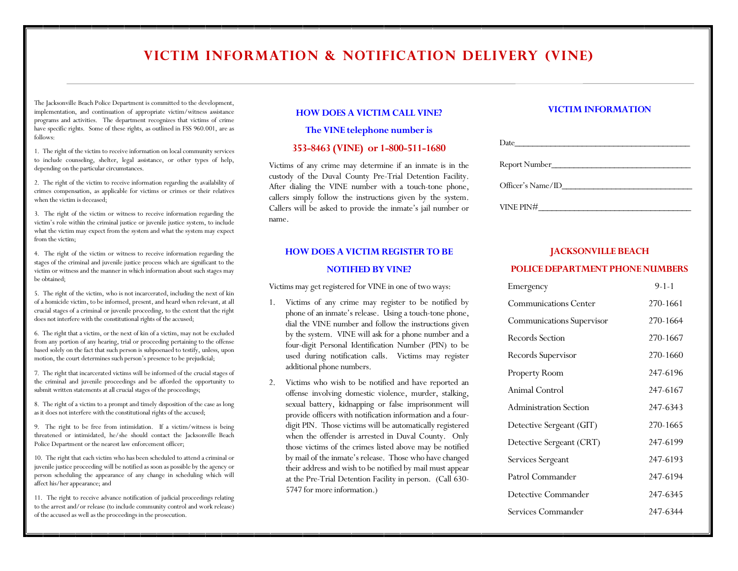# VICTIM INFORMATION & NOTIFICATION DELIVERY (VINE)

The Jacksonville Beach Police Department is committed to the development, implementation, and continuation of appropriate victim/witness assistance programs and activities. The department recognizes that victims of crime have specific rights. Some of these rights, as outlined in FSS 960.001, are as follows:

1. The right of the victim to receive information on local community services to include counseling, shelter, legal assistance, or other types of help, depending on the particular circumstances.

2. The right of the victim to receive information regarding the availability of crimes compensation, as applicable for victims or crimes or their relatives when the victim is deceased;

3. The right of the victim or witness to receive information regarding the victim's role within the criminal justice or juvenile justice system, to include what the victim may expect from the system and what the system may expect from the victim;

4. The right of the victim or witness to receive information regarding the stages of the criminal and juvenile justice process which are significant to the victim or witness and the manner in which information about such stages may be obtained;

5. The right of the victim, who is not incarcerated, including the next of kin of a homicide victim, to be informed, present, and heard when relevant, at all crucial stages of a criminal or juvenile proceeding, to the extent that the right does not interfere with the constitutional rights of the accused;

6. The right that a victim, or the next of kin of a victim, may not be excluded from any portion of any hearing, trial or proceeding pertaining to the offense based solely on the fact that such person is subpoenaed to testify, unless, upon motion, the court determines such person's presence to be prejudicial;

7. The right that incarcerated victims will be informed of the crucial stages of the criminal and juvenile proceedings and be afforded the opportunity to submit written statements at all crucial stages of the proceedings;

8. The right of a victim to a prompt and timely disposition of the case as long as it does not interfere with the constitutional rights of the accused;

9. The right to be free from intimidation. If a victim/witness is being threatened or intimidated, he/she should contact the Jacksonville Beach Police Department or the nearest law enforcement officer;

10. The right that each victim who has been scheduled to attend a criminal or juvenile justice proceeding will be notified as soon as possible by the agency or person scheduling the appearance of any change in scheduling which will affect his/her appearance; and

11. The right to receive advance notification of judicial proceedings relating to the arrest and/or release (to include community control and work release) of the accused as well as the proceedings in the prosecution.

## HOW DOES A VICTIM CALL VINE?

**The VINE telephone number is**

**353-8463 (VINE) or 1-800-511-1680**

Victims of any crime may determine if an inmate is in the custody of the Duval County Pre-Trial Detention Facility. After dialing the VINE number with a touch-tone phone, callers simply follow the instructions given by the system. Callers will be asked to provide the inmate's jail number or name.

## HOW DOES A VICTIM REGISTER TO BE NOTIFIED BY VINE?

Victims may get registered for VINE in one of two ways:

1. Victims of any crime may register to be notified by phone of an inmate's release. Using a touch-tone phone, dial the VINE number and follow the instructions given by the system. VINE will ask for a phone number and a four-digit Personal Identification Number (PIN) to be used during notification calls. Victims may register additional phone numbers.
2. Victims who wish to be notified and have reported an offense involving domestic violence, murder, stalking, sexual battery, kidnapping or false imprisonment will provide officers with notification information and a four-digit PIN. Those victims will be automatically registered when the offender is arrested in Duval County. Only those victims of the crimes listed above may be notified by mail of the inmate's release. Those who have changed their address and wish to be notified by mail must appear at the Pre-Trial Detention Facility in person. (Call 630-5747 for more information.)

## VICTIM INFORMATION

Date________________________________________

Report Number________________________________

Officer's Name/ID______________________________

VINE PIN#___________________________________

## JACKSONVILLE BEACH POLICE DEPARTMENT PHONE NUMBERS

| | |
|---|---|
| Emergency | 9-1-1 |
| Communications Center | 270-1661 |
| Communications Supervisor | 270-1664 |
| Records Section | 270-1667 |
| Records Supervisor | 270-1660 |
| Property Room | 247-6196 |
| Animal Control | 247-6167 |
| Administration Section | 247-6343 |
| Detective Sergeant (GIT) | 270-1665 |
| Detective Sergeant (CRT) | 247-6199 |
| Services Sergeant | 247-6193 |
| Patrol Commander | 247-6194 |
| Detective Commander | 247-6345 |
| Services Commander | 247-6344 |